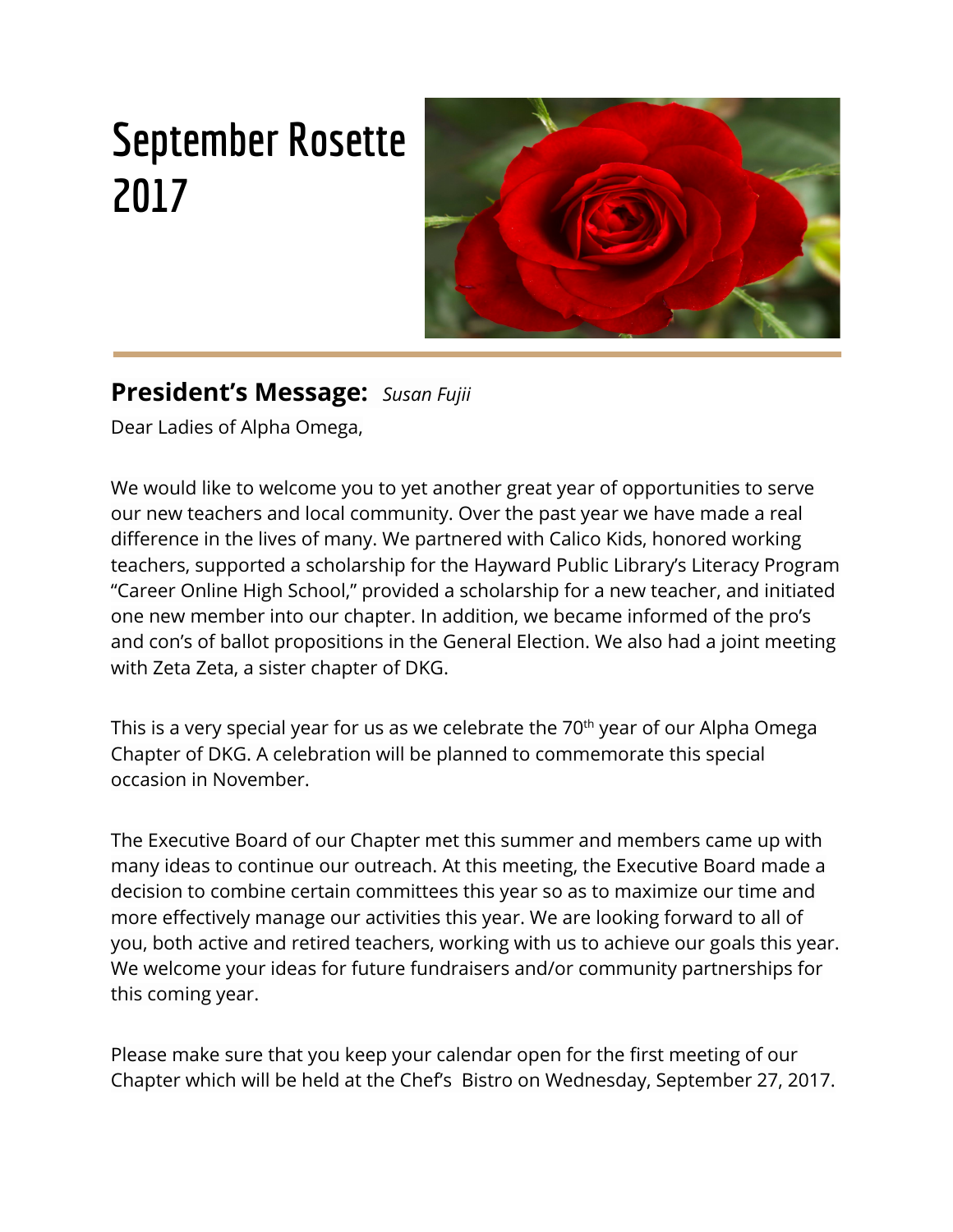# September Rosette 2017

## President's Message: *Susan Fujii*

Dear Ladies of Alpha Omega,

We would like to welcome you to yet another great year of opportunities to serve our new teachers and local community. Over the past year we have made a real difference in the lives of many. We partnered with Calico Kids, honored working teachers, supported a scholarship for the Hayward Public Library's Literacy Program "Career Online High School," provided a scholarship for a new teacher, and initiated one new member into our chapter. In addition, we became informed of the pro's and con's of ballot propositions in the General Election. We also had a joint meeting with Zeta Zeta, a sister chapter of DKG.

This is a very special year for us as we celebrate the 70th year of our Alpha Omega Chapter of DKG. A celebration will be planned to commemorate this special occasion in November.

The Executive Board of our Chapter met this summer and members came up with many ideas to continue our outreach. At this meeting, the Executive Board made a decision to combine certain committees this year so as to maximize our time and more effectively manage our activities this year. We are looking forward to all of you, both active and retired teachers, working with us to achieve our goals this year. We welcome your ideas for future fundraisers and/or community partnerships for this coming year.

Please make sure that you keep your calendar open for the first meeting of our Chapter which will be held at the Chef's Bistro on Wednesday, September 27, 2017.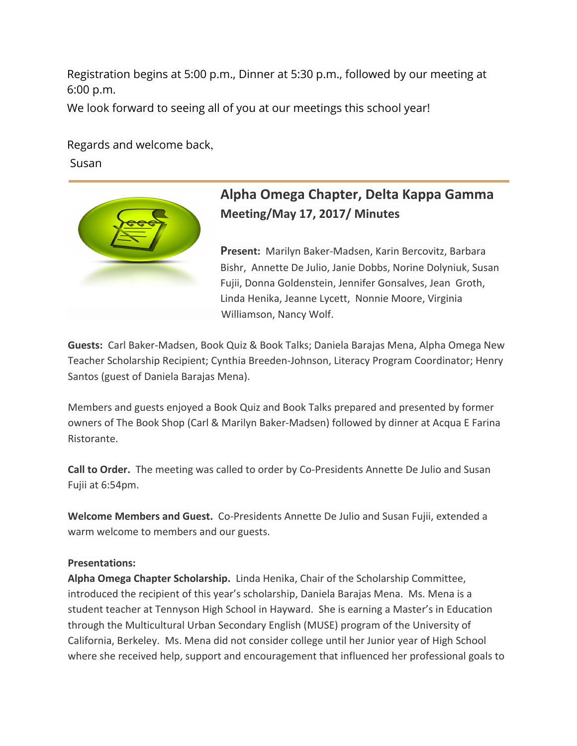Registration begins at 5:00 p.m., Dinner at 5:30 p.m., followed by our meeting at 6:00 p.m.

We look forward to seeing all of you at our meetings this school year!

Regards and welcome back,

Susan

---

## Alpha Omega Chapter, Delta Kappa Gamma

### Meeting/May 17, 2017/ Minutes

**Present:** Marilyn Baker-Madsen, Karin Bercovitz, Barbara Bishr, Annette De Julio, Janie Dobbs, Norine Dolyniuk, Susan Fujii, Donna Goldenstein, Jennifer Gonsalves, Jean Groth, Linda Henika, Jeanne Lycett, Nonnie Moore, Virginia Williamson, Nancy Wolf.

**Guests:** Carl Baker-Madsen, Book Quiz & Book Talks; Daniela Barajas Mena, Alpha Omega New Teacher Scholarship Recipient; Cynthia Breeden-Johnson, Literacy Program Coordinator; Henry Santos (guest of Daniela Barajas Mena).

Members and guests enjoyed a Book Quiz and Book Talks prepared and presented by former owners of The Book Shop (Carl & Marilyn Baker-Madsen) followed by dinner at Acqua E Farina Ristorante.

**Call to Order.** The meeting was called to order by Co-Presidents Annette De Julio and Susan Fujii at 6:54pm.

**Welcome Members and Guest.** Co-Presidents Annette De Julio and Susan Fujii, extended a warm welcome to members and our guests.

**Presentations:**

**Alpha Omega Chapter Scholarship.** Linda Henika, Chair of the Scholarship Committee, introduced the recipient of this year's scholarship, Daniela Barajas Mena. Ms. Mena is a student teacher at Tennyson High School in Hayward. She is earning a Master's in Education through the Multicultural Urban Secondary English (MUSE) program of the University of California, Berkeley. Ms. Mena did not consider college until her Junior year of High School where she received help, support and encouragement that influenced her professional goals to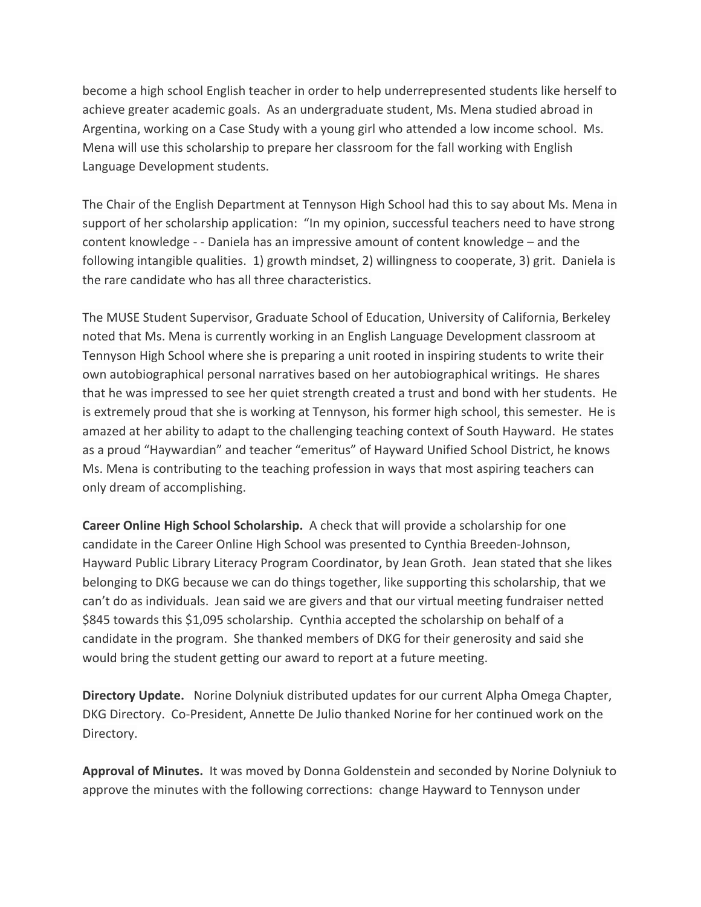become a high school English teacher in order to help underrepresented students like herself to achieve greater academic goals. As an undergraduate student, Ms. Mena studied abroad in Argentina, working on a Case Study with a young girl who attended a low income school. Ms. Mena will use this scholarship to prepare her classroom for the fall working with English Language Development students.

The Chair of the English Department at Tennyson High School had this to say about Ms. Mena in support of her scholarship application: "In my opinion, successful teachers need to have strong content knowledge - - Daniela has an impressive amount of content knowledge – and the following intangible qualities. 1) growth mindset, 2) willingness to cooperate, 3) grit. Daniela is the rare candidate who has all three characteristics.

The MUSE Student Supervisor, Graduate School of Education, University of California, Berkeley noted that Ms. Mena is currently working in an English Language Development classroom at Tennyson High School where she is preparing a unit rooted in inspiring students to write their own autobiographical personal narratives based on her autobiographical writings. He shares that he was impressed to see her quiet strength created a trust and bond with her students. He is extremely proud that she is working at Tennyson, his former high school, this semester. He is amazed at her ability to adapt to the challenging teaching context of South Hayward. He states as a proud "Haywardian" and teacher "emeritus" of Hayward Unified School District, he knows Ms. Mena is contributing to the teaching profession in ways that most aspiring teachers can only dream of accomplishing.

**Career Online High School Scholarship.** A check that will provide a scholarship for one candidate in the Career Online High School was presented to Cynthia Breeden-Johnson, Hayward Public Library Literacy Program Coordinator, by Jean Groth. Jean stated that she likes belonging to DKG because we can do things together, like supporting this scholarship, that we can't do as individuals. Jean said we are givers and that our virtual meeting fundraiser netted $845 towards this $1,095 scholarship. Cynthia accepted the scholarship on behalf of a candidate in the program. She thanked members of DKG for their generosity and said she would bring the student getting our award to report at a future meeting.

**Directory Update.** Norine Dolyniuk distributed updates for our current Alpha Omega Chapter, DKG Directory. Co-President, Annette De Julio thanked Norine for her continued work on the Directory.

**Approval of Minutes.** It was moved by Donna Goldenstein and seconded by Norine Dolyniuk to approve the minutes with the following corrections: change Hayward to Tennyson under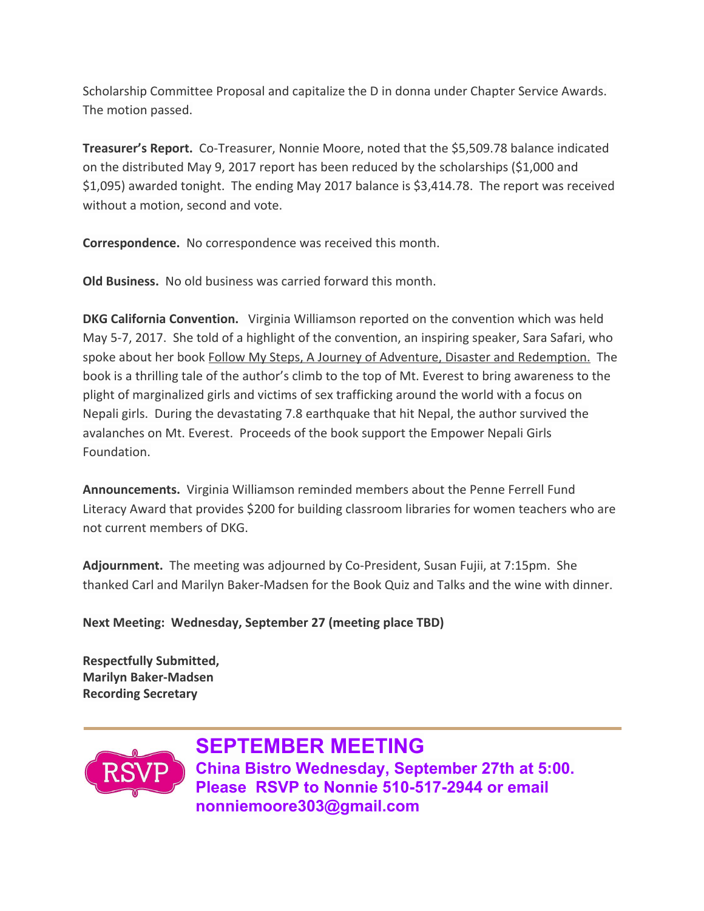Scholarship Committee Proposal and capitalize the D in donna under Chapter Service Awards. The motion passed.

**Treasurer's Report.** Co-Treasurer, Nonnie Moore, noted that the $5,509.78 balance indicated on the distributed May 9, 2017 report has been reduced by the scholarships ($1,000 and $1,095) awarded tonight. The ending May 2017 balance is $3,414.78. The report was received without a motion, second and vote.

**Correspondence.** No correspondence was received this month.

**Old Business.** No old business was carried forward this month.

**DKG California Convention.** Virginia Williamson reported on the convention which was held May 5-7, 2017. She told of a highlight of the convention, an inspiring speaker, Sara Safari, who spoke about her book Follow My Steps, A Journey of Adventure, Disaster and Redemption. The book is a thrilling tale of the author's climb to the top of Mt. Everest to bring awareness to the plight of marginalized girls and victims of sex trafficking around the world with a focus on Nepali girls. During the devastating 7.8 earthquake that hit Nepal, the author survived the avalanches on Mt. Everest. Proceeds of the book support the Empower Nepali Girls Foundation.

**Announcements.** Virginia Williamson reminded members about the Penne Ferrell Fund Literacy Award that provides $200 for building classroom libraries for women teachers who are not current members of DKG.

**Adjournment.** The meeting was adjourned by Co-President, Susan Fujii, at 7:15pm. She thanked Carl and Marilyn Baker-Madsen for the Book Quiz and Talks and the wine with dinner.

**Next Meeting: Wednesday, September 27 (meeting place TBD)**

**Respectfully Submitted,**
**Marilyn Baker-Madsen**
**Recording Secretary**

---

RSVP

## SEPTEMBER MEETING

**China Bistro Wednesday, September 27th at 5:00.**
**Please RSVP to Nonnie 510-517-2944 or email nonniemoore303@gmail.com**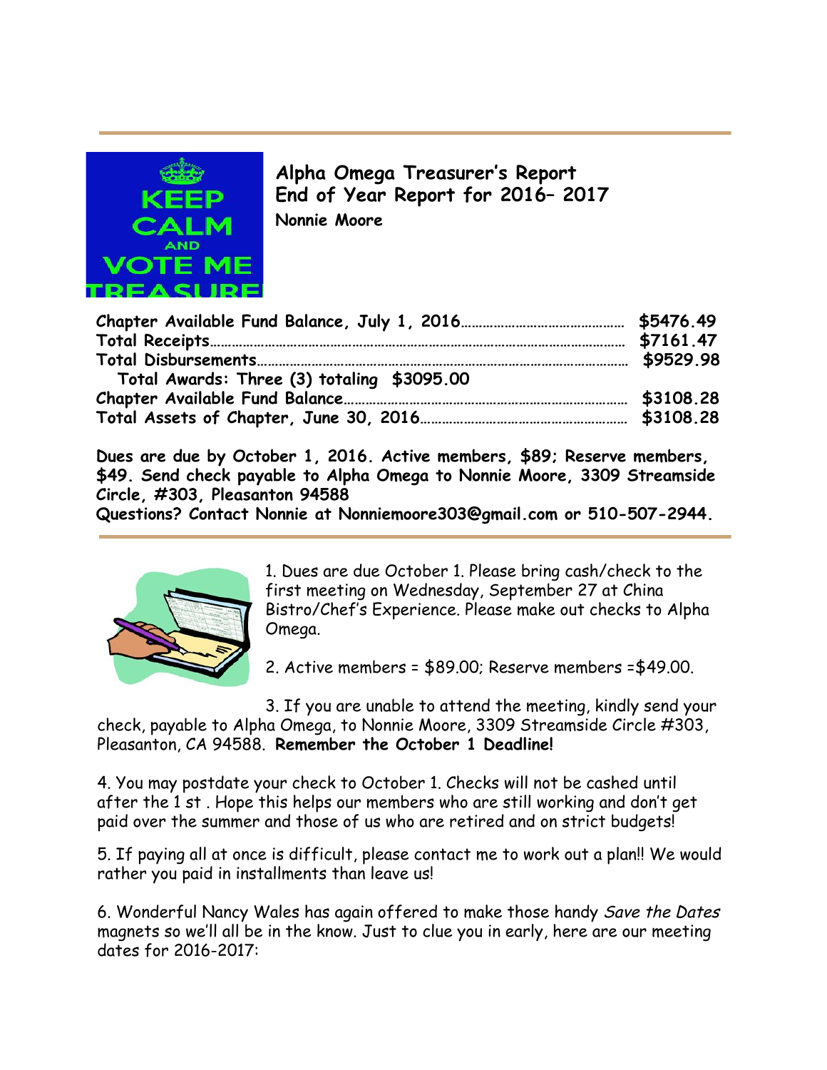## Alpha Omega Treasurer's Report
## End of Year Report for 2016– 2017

**Nonnie Moore**

| | |
|---|---|
| **Chapter Available Fund Balance, July 1, 2016** | **$5476.49** |
| **Total Receipts** | **$7161.47** |
| **Total Disbursements** | **$9529.98** |
| **Total Awards: Three (3) totaling $3095.00** | |
| **Chapter Available Fund Balance** | **$3108.28** |
| **Total Assets of Chapter, June 30, 2016** | **$3108.28** |

**Dues are due by October 1, 2016. Active members, $89; Reserve members, $49. Send check payable to Alpha Omega to Nonnie Moore, 3309 Streamside Circle, #303, Pleasanton 94588**
**Questions? Contact Nonnie at Nonniemoore303@gmail.com or 510-507-2944.**

1. Dues are due October 1. Please bring cash/check to the first meeting on Wednesday, September 27 at China Bistro/Chef's Experience. Please make out checks to Alpha Omega.

2. Active members = $89.00; Reserve members =$49.00.

3. If you are unable to attend the meeting, kindly send your check, payable to Alpha Omega, to Nonnie Moore, 3309 Streamside Circle #303, Pleasanton, CA 94588. **Remember the October 1 Deadline!**

4. You may postdate your check to October 1. Checks will not be cashed until after the 1 st . Hope this helps our members who are still working and don't get paid over the summer and those of us who are retired and on strict budgets!

5. If paying all at once is difficult, please contact me to work out a plan!! We would rather you paid in installments than leave us!

6. Wonderful Nancy Wales has again offered to make those handy *Save the Dates* magnets so we'll all be in the know. Just to clue you in early, here are our meeting dates for 2016-2017: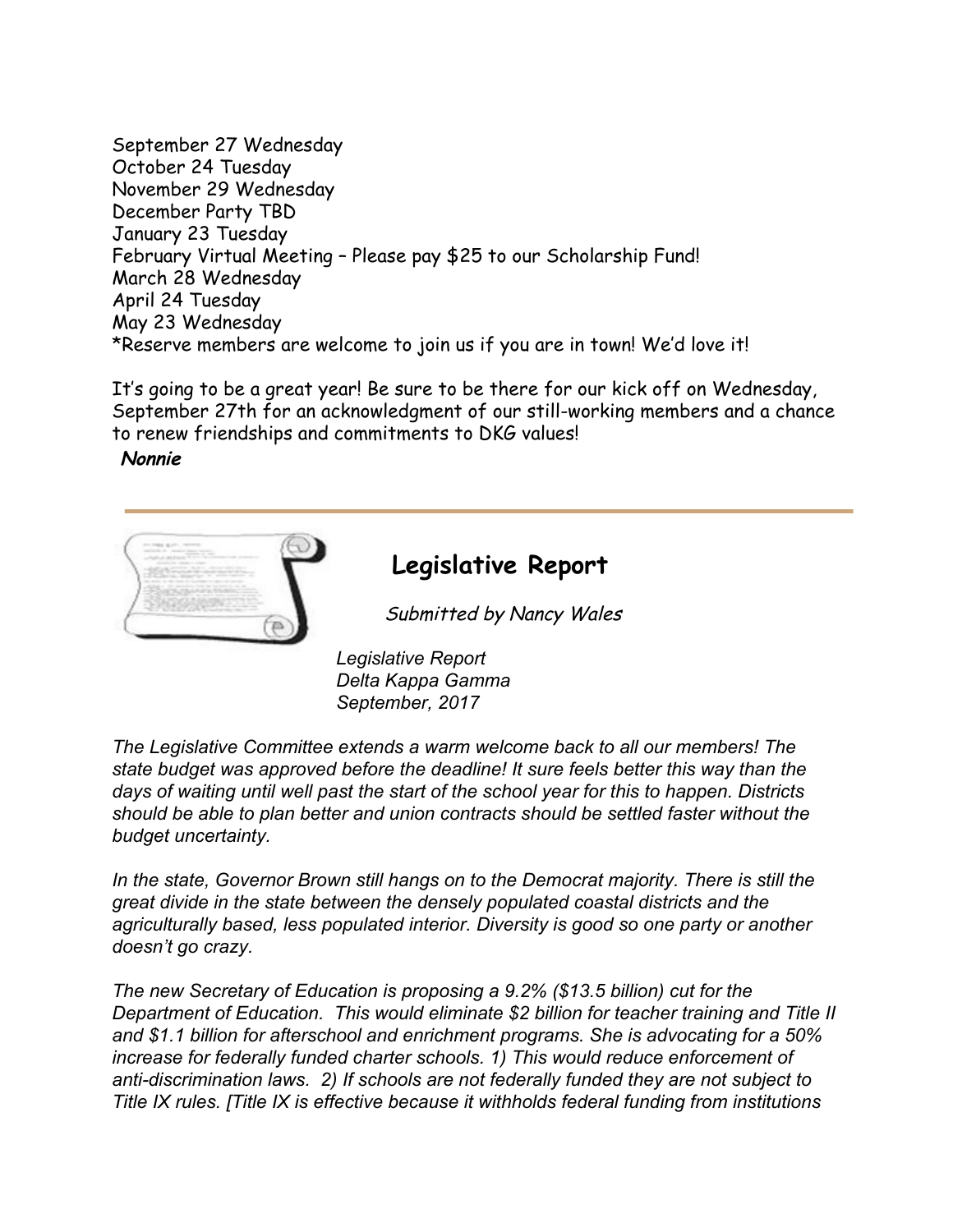September 27 Wednesday
October 24 Tuesday
November 29 Wednesday
December Party TBD
January 23 Tuesday
February Virtual Meeting – Please pay $25 to our Scholarship Fund!
March 28 Wednesday
April 24 Tuesday
May 23 Wednesday
*Reserve members are welcome to join us if you are in town! We'd love it!

It's going to be a great year! Be sure to be there for our kick off on Wednesday, September 27th for an acknowledgment of our still-working members and a chance to renew friendships and commitments to DKG values!

***Nonnie***

---

## Legislative Report

*Submitted by Nancy Wales*

*Legislative Report*
*Delta Kappa Gamma*
*September, 2017*

*The Legislative Committee extends a warm welcome back to all our members! The state budget was approved before the deadline! It sure feels better this way than the days of waiting until well past the start of the school year for this to happen. Districts should be able to plan better and union contracts should be settled faster without the budget uncertainty.*

*In the state, Governor Brown still hangs on to the Democrat majority. There is still the great divide in the state between the densely populated coastal districts and the agriculturally based, less populated interior. Diversity is good so one party or another doesn't go crazy.*

*The new Secretary of Education is proposing a 9.2% ($13.5 billion) cut for the Department of Education. This would eliminate $2 billion for teacher training and Title II and $1.1 billion for afterschool and enrichment programs. She is advocating for a 50% increase for federally funded charter schools. 1) This would reduce enforcement of anti-discrimination laws. 2) If schools are not federally funded they are not subject to Title IX rules. [Title IX is effective because it withholds federal funding from institutions*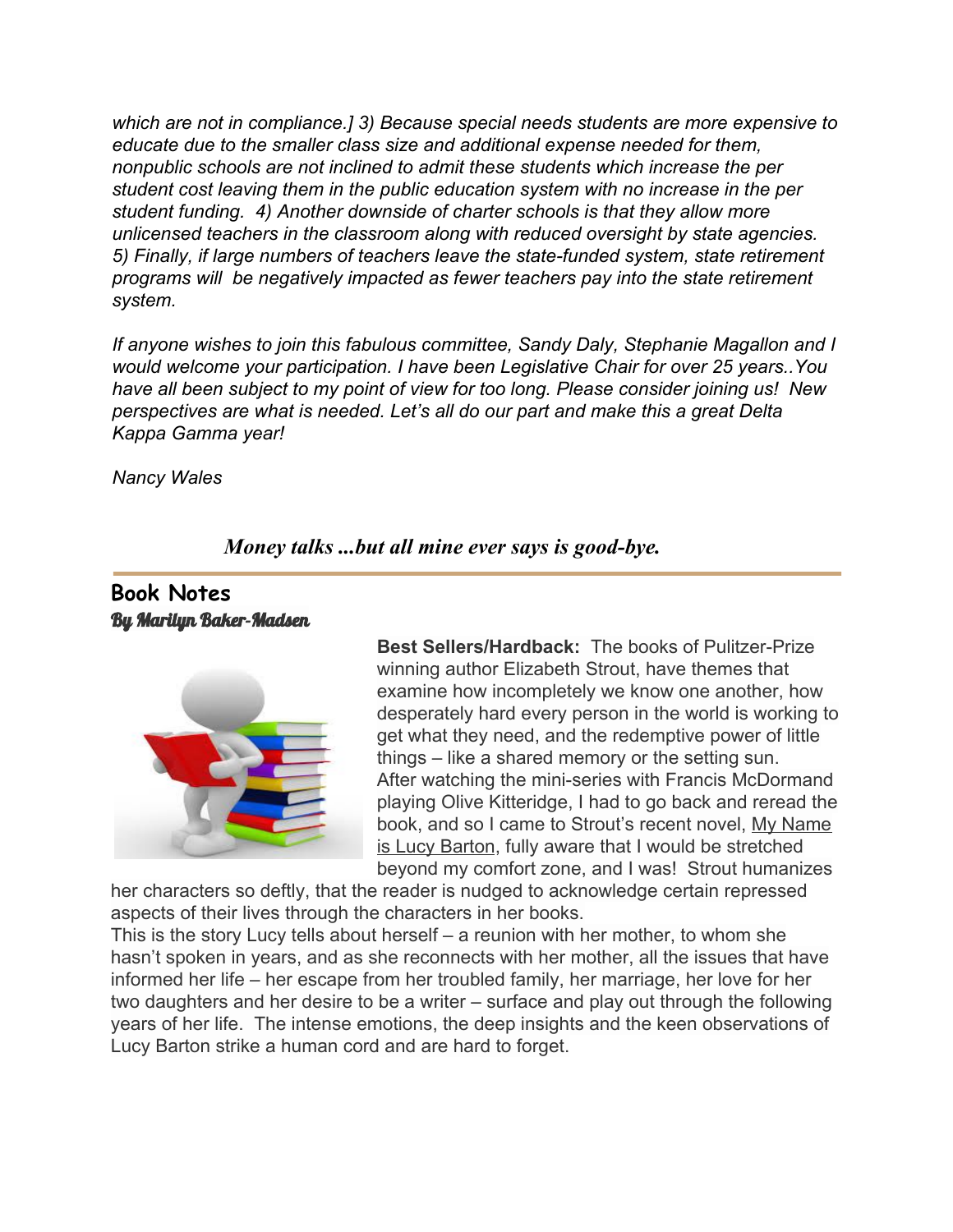*which are not in compliance.] 3) Because special needs students are more expensive to educate due to the smaller class size and additional expense needed for them, nonpublic schools are not inclined to admit these students which increase the per student cost leaving them in the public education system with no increase in the per student funding. 4) Another downside of charter schools is that they allow more unlicensed teachers in the classroom along with reduced oversight by state agencies. 5) Finally, if large numbers of teachers leave the state-funded system, state retirement programs will be negatively impacted as fewer teachers pay into the state retirement system.*

*If anyone wishes to join this fabulous committee, Sandy Daly, Stephanie Magallon and I would welcome your participation. I have been Legislative Chair for over 25 years..You have all been subject to my point of view for too long. Please consider joining us! New perspectives are what is needed. Let's all do our part and make this a great Delta Kappa Gamma year!*

*Nancy Wales*

***Money talks ...but all mine ever says is good-bye.***

---

## Book Notes

***By Marilyn Baker-Madsen***

**Best Sellers/Hardback:** The books of Pulitzer-Prize winning author Elizabeth Strout, have themes that examine how incompletely we know one another, how desperately hard every person in the world is working to get what they need, and the redemptive power of little things – like a shared memory or the setting sun. After watching the mini-series with Francis McDormand playing Olive Kitteridge, I had to go back and reread the book, and so I came to Strout's recent novel, My Name is Lucy Barton, fully aware that I would be stretched beyond my comfort zone, and I was! Strout humanizes her characters so deftly, that the reader is nudged to acknowledge certain repressed aspects of their lives through the characters in her books.

This is the story Lucy tells about herself – a reunion with her mother, to whom she hasn't spoken in years, and as she reconnects with her mother, all the issues that have informed her life – her escape from her troubled family, her marriage, her love for her two daughters and her desire to be a writer – surface and play out through the following years of her life. The intense emotions, the deep insights and the keen observations of Lucy Barton strike a human cord and are hard to forget.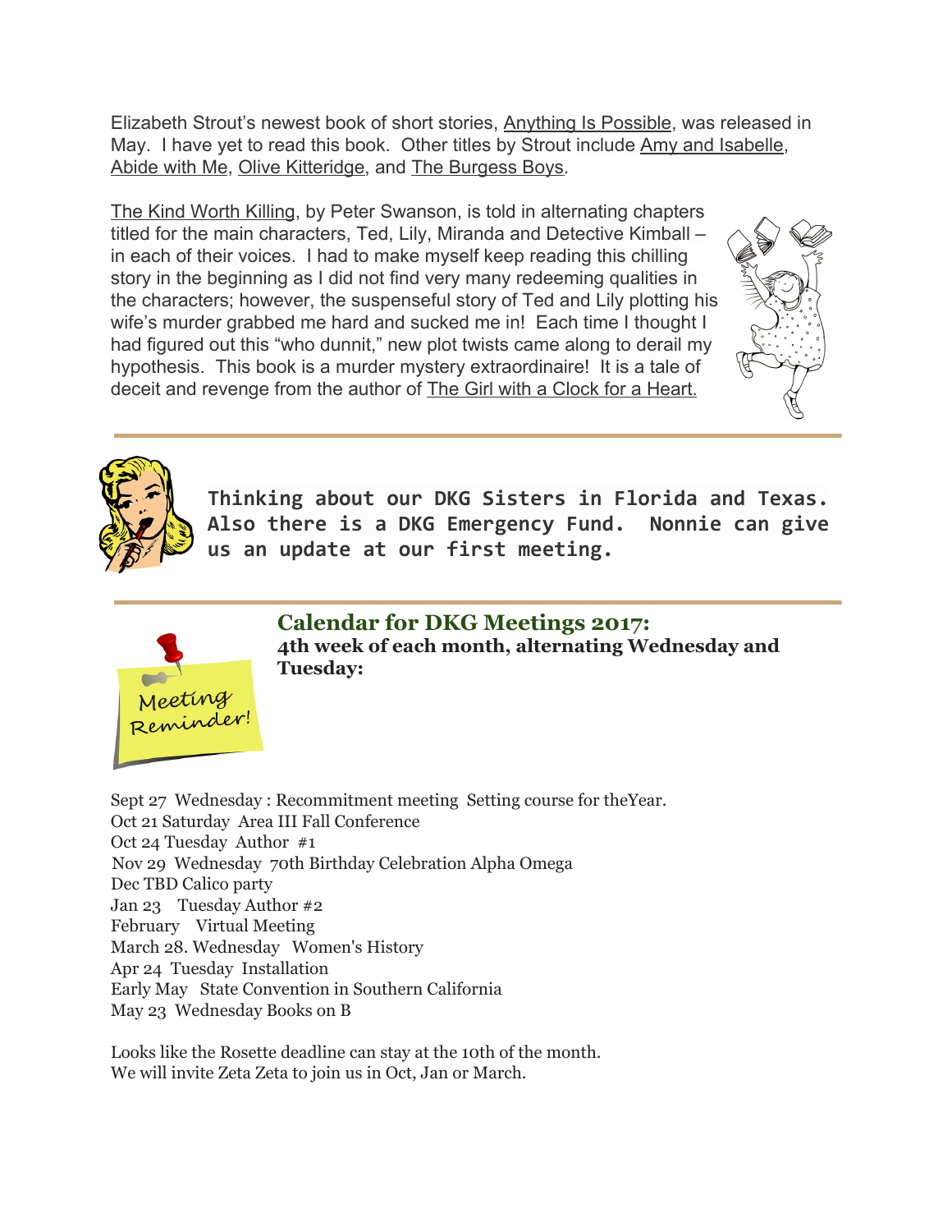Elizabeth Strout's newest book of short stories, Anything Is Possible, was released in May. I have yet to read this book. Other titles by Strout include Amy and Isabelle, Abide with Me, Olive Kitteridge, and The Burgess Boys.

The Kind Worth Killing, by Peter Swanson, is told in alternating chapters titled for the main characters, Ted, Lily, Miranda and Detective Kimball – in each of their voices. I had to make myself keep reading this chilling story in the beginning as I did not find very many redeeming qualities in the characters; however, the suspenseful story of Ted and Lily plotting his wife's murder grabbed me hard and sucked me in! Each time I thought I had figured out this "who dunnit," new plot twists came along to derail my hypothesis. This book is a murder mystery extraordinaire! It is a tale of deceit and revenge from the author of The Girl with a Clock for a Heart.

---

**Thinking about our DKG Sisters in Florida and Texas. Also there is a DKG Emergency Fund. Nonnie can give us an update at our first meeting.**

---

## Calendar for DKG Meetings 2017:

**4th week of each month, alternating Wednesday and Tuesday:**

Meeting Reminder!

Sept 27 Wednesday : Recommitment meeting Setting course for theYear.
Oct 21 Saturday Area III Fall Conference
Oct 24 Tuesday Author #1
Nov 29 Wednesday 70th Birthday Celebration Alpha Omega
Dec TBD Calico party
Jan 23 Tuesday Author #2
February Virtual Meeting
March 28. Wednesday Women's History
Apr 24 Tuesday Installation
Early May State Convention in Southern California
May 23 Wednesday Books on B

Looks like the Rosette deadline can stay at the 10th of the month.
We will invite Zeta Zeta to join us in Oct, Jan or March.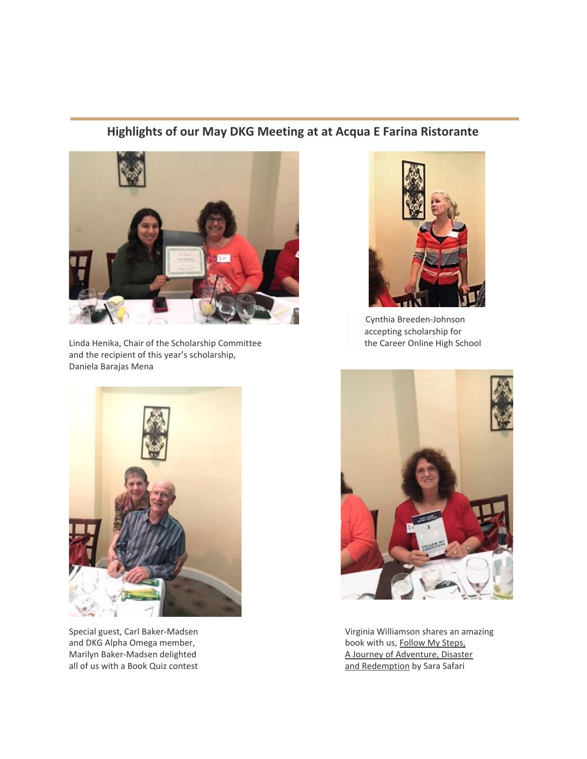## Highlights of our May DKG Meeting at at Acqua E Farina Ristorante

Linda Henika, Chair of the Scholarship Committee and the recipient of this year's scholarship, Daniela Barajas Mena

Cynthia Breeden-Johnson accepting scholarship for the Career Online High School

Special guest, Carl Baker-Madsen and DKG Alpha Omega member, Marilyn Baker-Madsen delighted all of us with a Book Quiz contest

Virginia Williamson shares an amazing book with us, Follow My Steps, A Journey of Adventure, Disaster and Redemption by Sara Safari